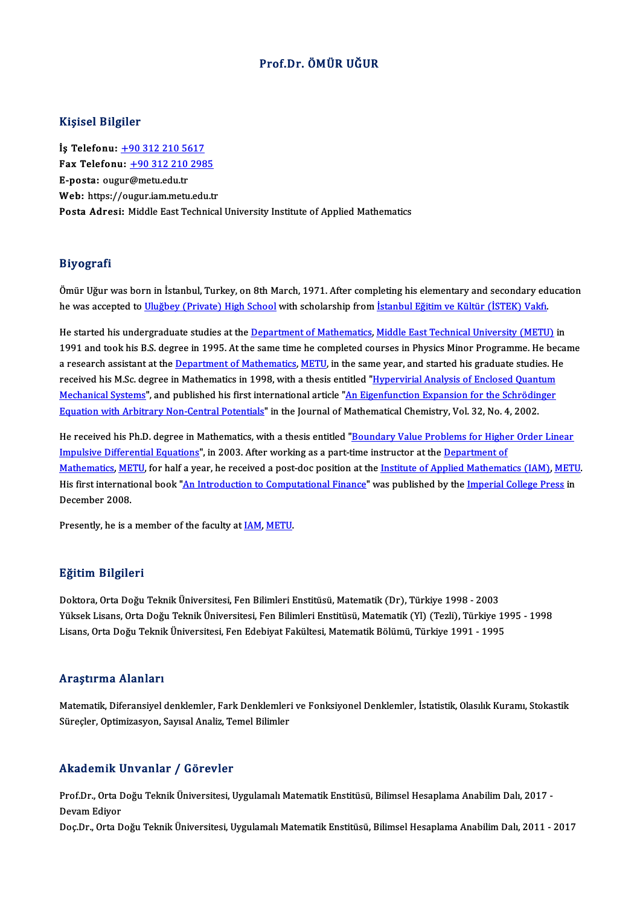# Prof.Dr. ÖMÜR UĞUR

## Kişisel Bilgiler

**İş Telefonu:** +90 312 210 5617
**Fax Telefonu:** +90 312 210 2985
**E-posta:** ougur@metu.edu.tr
**Web:** https://ougur.iam.metu.edu.tr
**Posta Adresi:** Middle East Technical University Institute of Applied Mathematics

## Biyografi

Ömür Uğur was born in İstanbul, Turkey, on 8th March, 1971. After completing his elementary and secondary education he was accepted to Uluğbey (Private) High School with scholarship from İstanbul Eğitim ve Kültür (İSTEK) Vakfı.

He started his undergraduate studies at the Department of Mathematics, Middle East Technical University (METU) in 1991 and took his B.S. degree in 1995. At the same time he completed courses in Physics Minor Programme. He became a research assistant at the Department of Mathematics, METU, in the same year, and started his graduate studies. He received his M.Sc. degree in Mathematics in 1998, with a thesis entitled "Hypervirial Analysis of Enclosed Quantum Mechanical Systems", and published his first international article "An Eigenfunction Expansion for the Schrödinger Equation with Arbitrary Non-Central Potentials" in the Journal of Mathematical Chemistry, Vol. 32, No. 4, 2002.

He received his Ph.D. degree in Mathematics, with a thesis entitled "Boundary Value Problems for Higher Order Linear Impulsive Differential Equations", in 2003. After working as a part-time instructor at the Department of Mathematics, METU, for half a year, he received a post-doc position at the Institute of Applied Mathematics (IAM), METU. His first international book "An Introduction to Computational Finance" was published by the Imperial College Press in December 2008.

Presently, he is a member of the faculty at IAM, METU.

## Eğitim Bilgileri

Doktora, Orta Doğu Teknik Üniversitesi, Fen Bilimleri Enstitüsü, Matematik (Dr), Türkiye 1998 - 2003
Yüksek Lisans, Orta Doğu Teknik Üniversitesi, Fen Bilimleri Enstitüsü, Matematik (Yl) (Tezli), Türkiye 1995 - 1998
Lisans, Orta Doğu Teknik Üniversitesi, Fen Edebiyat Fakültesi, Matematik Bölümü, Türkiye 1991 - 1995

## Araştırma Alanları

Matematik, Diferansiyel denklemler, Fark Denklemleri ve Fonksiyonel Denklemler, İstatistik, Olasılık Kuramı, Stokastik Süreçler, Optimizasyon, Sayısal Analiz, Temel Bilimler

## Akademik Unvanlar / Görevler

Prof.Dr., Orta Doğu Teknik Üniversitesi, Uygulamalı Matematik Enstitüsü, Bilimsel Hesaplama Anabilim Dalı, 2017 - Devam Ediyor
Doç.Dr., Orta Doğu Teknik Üniversitesi, Uygulamalı Matematik Enstitüsü, Bilimsel Hesaplama Anabilim Dalı, 2011 - 2017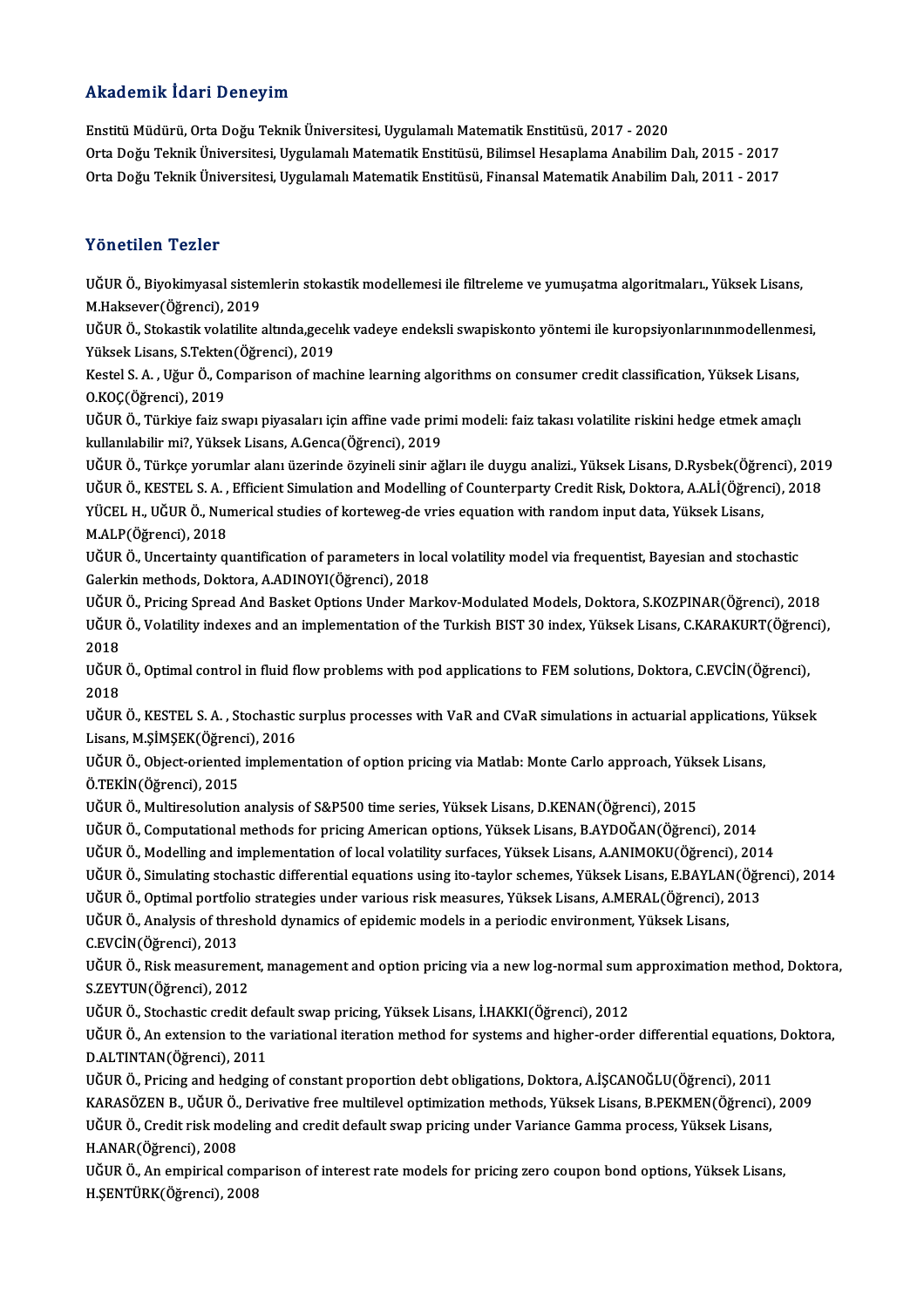## Akademik İdari Deneyim

Enstitü Müdürü, Orta Doğu Teknik Üniversitesi, Uygulamalı Matematik Enstitüsü, 2017 - 2020
Orta Doğu Teknik Üniversitesi, Uygulamalı Matematik Enstitüsü, Bilimsel Hesaplama Anabilim Dalı, 2015 - 2017
Orta Doğu Teknik Üniversitesi, Uygulamalı Matematik Enstitüsü, Finansal Matematik Anabilim Dalı, 2011 - 2017

## Yönetilen Tezler

UĞUR Ö., Biyokimyasal sistemlerin stokastik modellemesi ile filtreleme ve yumuşatma algoritmaları., Yüksek Lisans, M.Haksever(Öğrenci), 2019

UĞUR Ö., Stokastik volatilite altında,gecelık vadeye endeksli swapiskonto yöntemi ile kuropsiyonlarınınmodellenmesi, Yüksek Lisans, S.Tekten(Öğrenci), 2019

Kestel S. A. , Uğur Ö., Comparison of machine learning algorithms on consumer credit classification, Yüksek Lisans, O.KOÇ(Öğrenci), 2019

UĞUR Ö., Türkiye faiz swapı piyasaları için affine vade primi modeli: faiz takası volatilite riskini hedge etmek amaçlı kullanılabilir mi?, Yüksek Lisans, A.Genca(Öğrenci), 2019

UĞUR Ö., Türkçe yorumlar alanı üzerinde özyineli sinir ağları ile duygu analizi., Yüksek Lisans, D.Rysbek(Öğrenci), 2019

UĞUR Ö., KESTEL S. A. , Efficient Simulation and Modelling of Counterparty Credit Risk, Doktora, A.ALİ(Öğrenci), 2018

YÜCEL H., UĞUR Ö., Numerical studies of korteweg-de vries equation with random input data, Yüksek Lisans, M.ALP(Öğrenci), 2018

UĞUR Ö., Uncertainty quantification of parameters in local volatility model via frequentist, Bayesian and stochastic Galerkin methods, Doktora, A.ADINOYI(Öğrenci), 2018

UĞUR Ö., Pricing Spread And Basket Options Under Markov-Modulated Models, Doktora, S.KOZPINAR(Öğrenci), 2018

UĞUR Ö., Volatility indexes and an implementation of the Turkish BIST 30 index, Yüksek Lisans, C.KARAKURT(Öğrenci), 2018

UĞUR Ö., Optimal control in fluid flow problems with pod applications to FEM solutions, Doktora, C.EVCİN(Öğrenci), 2018

UĞUR Ö., KESTEL S. A. , Stochastic surplus processes with VaR and CVaR simulations in actuarial applications, Yüksek Lisans, M.ŞİMŞEK(Öğrenci), 2016

UĞUR Ö., Object-oriented implementation of option pricing via Matlab: Monte Carlo approach, Yüksek Lisans, Ö.TEKİN(Öğrenci), 2015

UĞUR Ö., Multiresolution analysis of S&P500 time series, Yüksek Lisans, D.KENAN(Öğrenci), 2015

UĞUR Ö., Computational methods for pricing American options, Yüksek Lisans, B.AYDOĞAN(Öğrenci), 2014

UĞUR Ö., Modelling and implementation of local volatility surfaces, Yüksek Lisans, A.ANIMOKU(Öğrenci), 2014

UĞUR Ö., Simulating stochastic differential equations using ito-taylor schemes, Yüksek Lisans, E.BAYLAN(Öğrenci), 2014

UĞUR Ö., Optimal portfolio strategies under various risk measures, Yüksek Lisans, A.MERAL(Öğrenci), 2013

UĞUR Ö., Analysis of threshold dynamics of epidemic models in a periodic environment, Yüksek Lisans, C.EVCİN(Öğrenci), 2013

UĞUR Ö., Risk measurement, management and option pricing via a new log-normal sum approximation method, Doktora, S.ZEYTUN(Öğrenci), 2012

UĞUR Ö., Stochastic credit default swap pricing, Yüksek Lisans, İ.HAKKI(Öğrenci), 2012

UĞUR Ö., An extension to the variational iteration method for systems and higher-order differential equations, Doktora, D.ALTINTAN(Öğrenci), 2011

UĞUR Ö., Pricing and hedging of constant proportion debt obligations, Doktora, A.İŞCANOĞLU(Öğrenci), 2011

KARASÖZEN B., UĞUR Ö., Derivative free multilevel optimization methods, Yüksek Lisans, B.PEKMEN(Öğrenci), 2009

UĞUR Ö., Credit risk modeling and credit default swap pricing under Variance Gamma process, Yüksek Lisans, H.ANAR(Öğrenci), 2008

UĞUR Ö., An empirical comparison of interest rate models for pricing zero coupon bond options, Yüksek Lisans, H.ŞENTÜRK(Öğrenci), 2008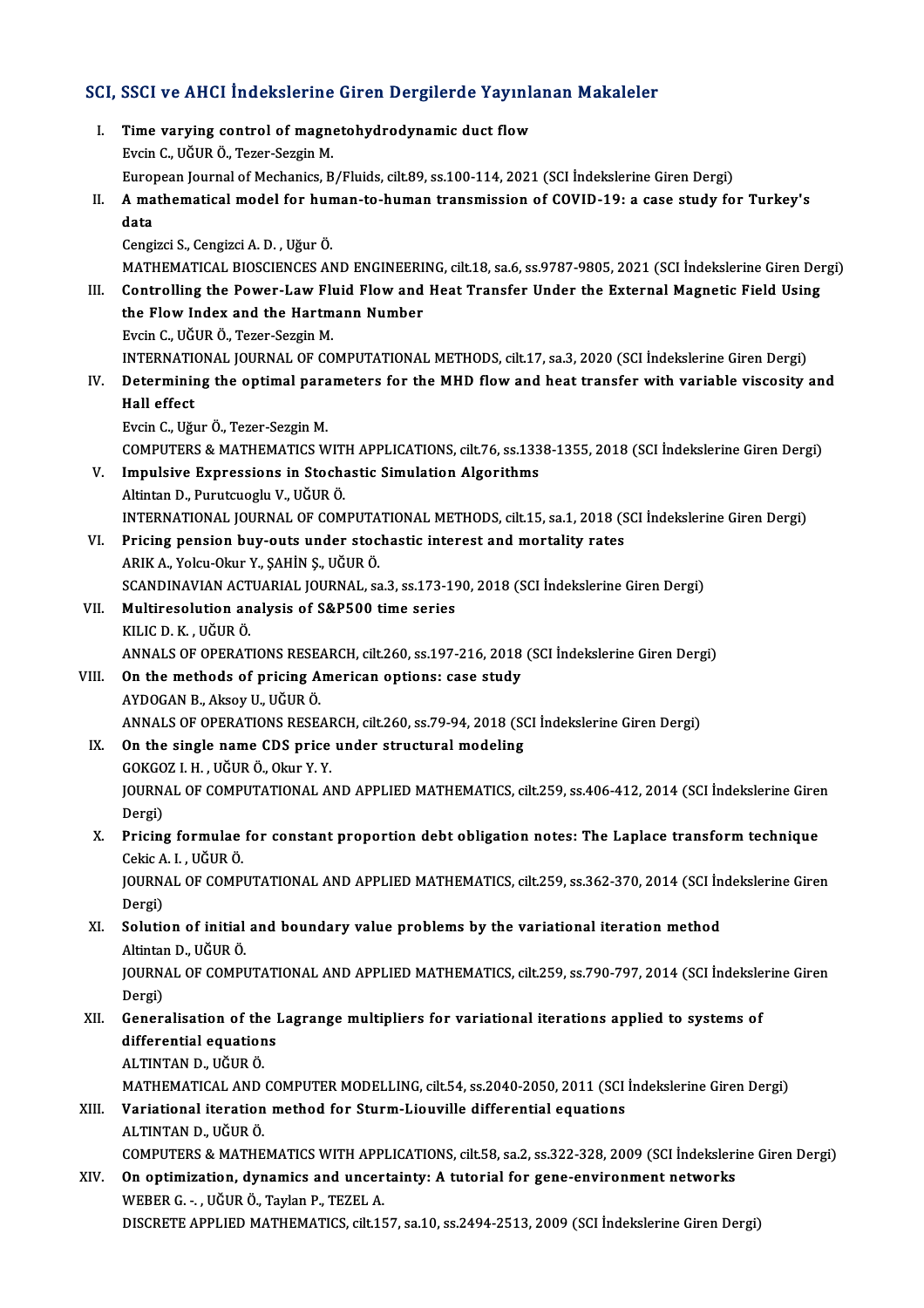## SCI, SSCI ve AHCI İndekslerine Giren Dergilerde Yayınlanan Makaleler

I. **Time varying control of magnetohydrodynamic duct flow**
Evcin C., UĞUR Ö., Tezer-Sezgin M.
European Journal of Mechanics, B/Fluids, cilt.89, ss.100-114, 2021 (SCI İndekslerine Giren Dergi)

II. **A mathematical model for human-to-human transmission of COVID-19: a case study for Turkey's data**
Cengizci S., Cengizci A. D. , Uğur Ö.
MATHEMATICAL BIOSCIENCES AND ENGINEERING, cilt.18, sa.6, ss.9787-9805, 2021 (SCI İndekslerine Giren Dergi)

III. **Controlling the Power-Law Fluid Flow and Heat Transfer Under the External Magnetic Field Using the Flow Index and the Hartmann Number**
Evcin C., UĞUR Ö., Tezer-Sezgin M.
INTERNATIONAL JOURNAL OF COMPUTATIONAL METHODS, cilt.17, sa.3, 2020 (SCI İndekslerine Giren Dergi)

IV. **Determining the optimal parameters for the MHD flow and heat transfer with variable viscosity and Hall effect**
Evcin C., Uğur Ö., Tezer-Sezgin M.
COMPUTERS & MATHEMATICS WITH APPLICATIONS, cilt.76, ss.1338-1355, 2018 (SCI İndekslerine Giren Dergi)

V. **Impulsive Expressions in Stochastic Simulation Algorithms**
Altintan D., Purutcuoglu V., UĞUR Ö.
INTERNATIONAL JOURNAL OF COMPUTATIONAL METHODS, cilt.15, sa.1, 2018 (SCI İndekslerine Giren Dergi)

VI. **Pricing pension buy-outs under stochastic interest and mortality rates**
ARIK A., Yolcu-Okur Y., ŞAHİN Ş., UĞUR Ö.
SCANDINAVIAN ACTUARIAL JOURNAL, sa.3, ss.173-190, 2018 (SCI İndekslerine Giren Dergi)

VII. **Multiresolution analysis of S&P500 time series**
KILIC D. K. , UĞUR Ö.
ANNALS OF OPERATIONS RESEARCH, cilt.260, ss.197-216, 2018 (SCI İndekslerine Giren Dergi)

VIII. **On the methods of pricing American options: case study**
AYDOGAN B., Aksoy U., UĞUR Ö.
ANNALS OF OPERATIONS RESEARCH, cilt.260, ss.79-94, 2018 (SCI İndekslerine Giren Dergi)

IX. **On the single name CDS price under structural modeling**
GOKGOZ I. H. , UĞUR Ö., Okur Y. Y.
JOURNAL OF COMPUTATIONAL AND APPLIED MATHEMATICS, cilt.259, ss.406-412, 2014 (SCI İndekslerine Giren Dergi)

X. **Pricing formulae for constant proportion debt obligation notes: The Laplace transform technique**
Cekic A. I. , UĞUR Ö.
JOURNAL OF COMPUTATIONAL AND APPLIED MATHEMATICS, cilt.259, ss.362-370, 2014 (SCI İndekslerine Giren Dergi)

XI. **Solution of initial and boundary value problems by the variational iteration method**
Altintan D., UĞUR Ö.
JOURNAL OF COMPUTATIONAL AND APPLIED MATHEMATICS, cilt.259, ss.790-797, 2014 (SCI İndekslerine Giren Dergi)

XII. **Generalisation of the Lagrange multipliers for variational iterations applied to systems of differential equations**
ALTINTAN D., UĞUR Ö.
MATHEMATICAL AND COMPUTER MODELLING, cilt.54, ss.2040-2050, 2011 (SCI İndekslerine Giren Dergi)

XIII. **Variational iteration method for Sturm-Liouville differential equations**
ALTINTAN D., UĞUR Ö.
COMPUTERS & MATHEMATICS WITH APPLICATIONS, cilt.58, sa.2, ss.322-328, 2009 (SCI İndekslerine Giren Dergi)

XIV. **On optimization, dynamics and uncertainty: A tutorial for gene-environment networks**
WEBER G. -. , UĞUR Ö., Taylan P., TEZEL A.
DISCRETE APPLIED MATHEMATICS, cilt.157, sa.10, ss.2494-2513, 2009 (SCI İndekslerine Giren Dergi)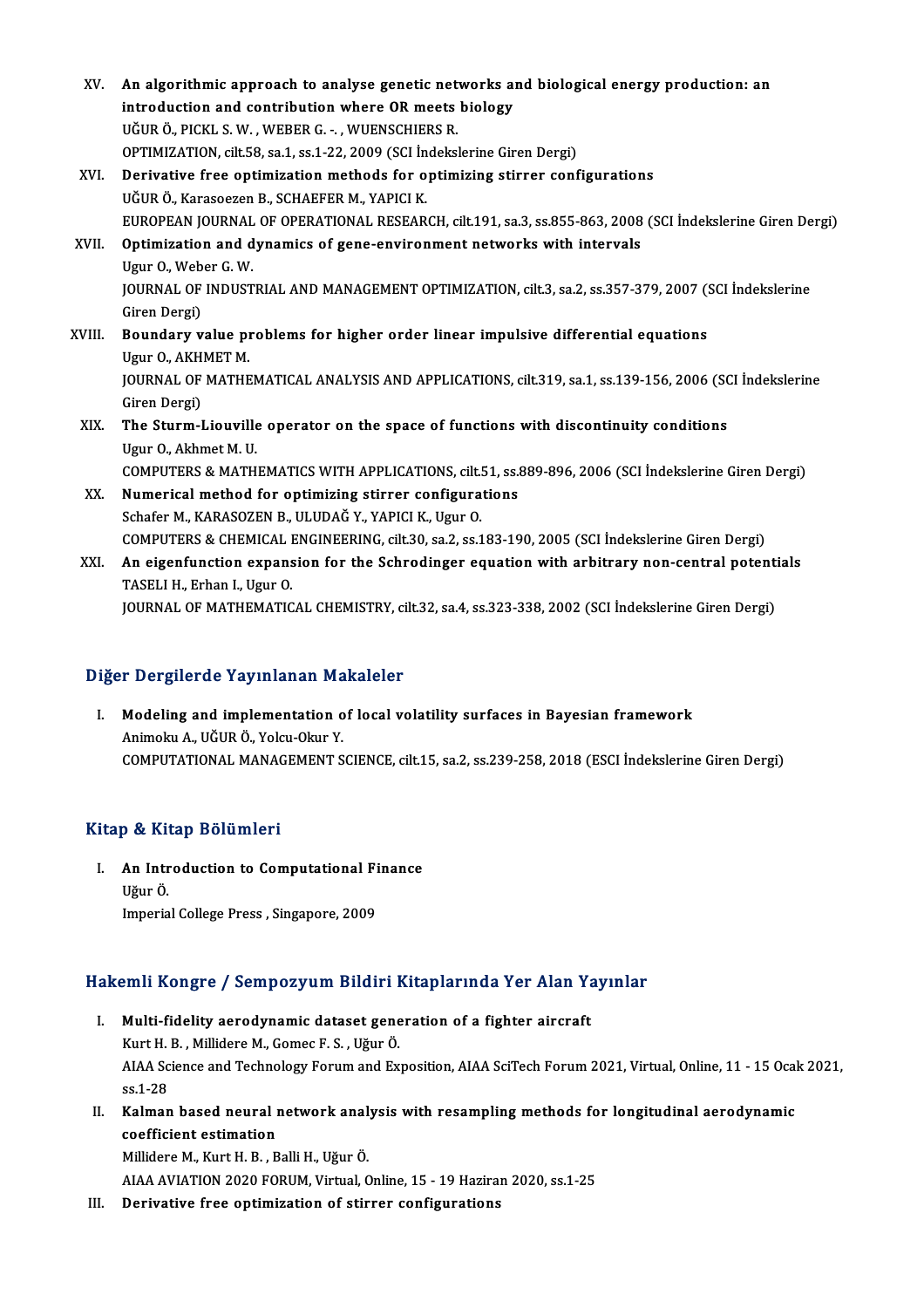XV. **An algorithmic approach to analyse genetic networks and biological energy production: an introduction and contribution where OR meets biology**
UĞUR Ö., PICKL S. W. , WEBER G. -. , WUENSCHIERS R.
OPTIMIZATION, cilt.58, sa.1, ss.1-22, 2009 (SCI İndekslerine Giren Dergi)

XVI. **Derivative free optimization methods for optimizing stirrer configurations**
UĞUR Ö., Karasoezen B., SCHAEFER M., YAPICI K.
EUROPEAN JOURNAL OF OPERATIONAL RESEARCH, cilt.191, sa.3, ss.855-863, 2008 (SCI İndekslerine Giren Dergi)

XVII. **Optimization and dynamics of gene-environment networks with intervals**
Ugur O., Weber G. W.
JOURNAL OF INDUSTRIAL AND MANAGEMENT OPTIMIZATION, cilt.3, sa.2, ss.357-379, 2007 (SCI İndekslerine Giren Dergi)

XVIII. **Boundary value problems for higher order linear impulsive differential equations**
Ugur O., AKHMET M.
JOURNAL OF MATHEMATICAL ANALYSIS AND APPLICATIONS, cilt.319, sa.1, ss.139-156, 2006 (SCI İndekslerine Giren Dergi)

XIX. **The Sturm-Liouville operator on the space of functions with discontinuity conditions**
Ugur O., Akhmet M. U.
COMPUTERS & MATHEMATICS WITH APPLICATIONS, cilt.51, ss.889-896, 2006 (SCI İndekslerine Giren Dergi)

XX. **Numerical method for optimizing stirrer configurations**
Schafer M., KARASOZEN B., ULUDAĞ Y., YAPICI K., Ugur O.
COMPUTERS & CHEMICAL ENGINEERING, cilt.30, sa.2, ss.183-190, 2005 (SCI İndekslerine Giren Dergi)

XXI. **An eigenfunction expansion for the Schrodinger equation with arbitrary non-central potentials**
TASELI H., Erhan I., Ugur O.
JOURNAL OF MATHEMATICAL CHEMISTRY, cilt.32, sa.4, ss.323-338, 2002 (SCI İndekslerine Giren Dergi)

## Diğer Dergilerde Yayınlanan Makaleler

I. **Modeling and implementation of local volatility surfaces in Bayesian framework**
Animoku A., UĞUR Ö., Yolcu-Okur Y.
COMPUTATIONAL MANAGEMENT SCIENCE, cilt.15, sa.2, ss.239-258, 2018 (ESCI İndekslerine Giren Dergi)

## Kitap & Kitap Bölümleri

I. **An Introduction to Computational Finance**
Uğur Ö.
Imperial College Press , Singapore, 2009

## Hakemli Kongre / Sempozyum Bildiri Kitaplarında Yer Alan Yayınlar

I. **Multi-fidelity aerodynamic dataset generation of a fighter aircraft**
Kurt H. B. , Millidere M., Gomec F. S. , Uğur Ö.
AIAA Science and Technology Forum and Exposition, AIAA SciTech Forum 2021, Virtual, Online, 11 - 15 Ocak 2021, ss.1-28

II. **Kalman based neural network analysis with resampling methods for longitudinal aerodynamic coefficient estimation**
Millidere M., Kurt H. B. , Balli H., Uğur Ö.
AIAA AVIATION 2020 FORUM, Virtual, Online, 15 - 19 Haziran 2020, ss.1-25

III. **Derivative free optimization of stirrer configurations**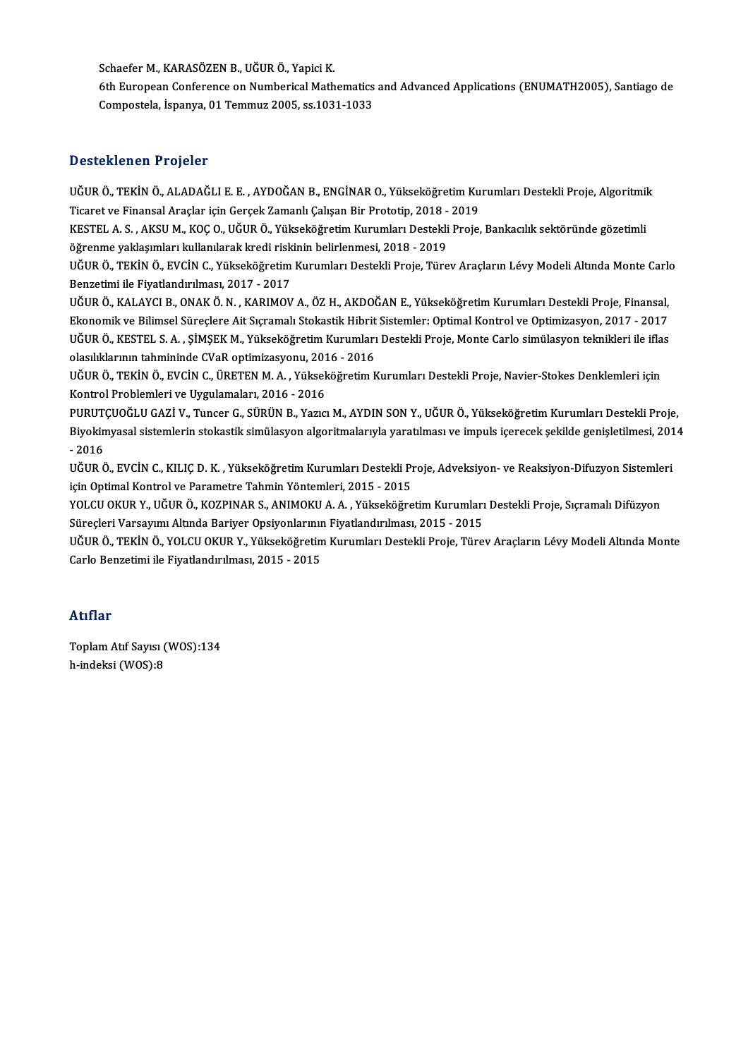Schaefer M., KARASÖZEN B., UĞUR Ö., Yapici K.
6th European Conference on Numberical Mathematics and Advanced Applications (ENUMATH2005), Santiago de Compostela, İspanya, 01 Temmuz 2005, ss.1031-1033

## Desteklenen Projeler

UĞUR Ö., TEKİN Ö., ALADAĞLI E. E. , AYDOĞAN B., ENGİNAR O., Yükseköğretim Kurumları Destekli Proje, Algoritmik Ticaret ve Finansal Araçlar için Gerçek Zamanlı Çalışan Bir Prototip, 2018 - 2019

KESTEL A. S. , AKSU M., KOÇ O., UĞUR Ö., Yükseköğretim Kurumları Destekli Proje, Bankacılık sektöründe gözetimli öğrenme yaklaşımları kullanılarak kredi riskinin belirlenmesi, 2018 - 2019

UĞUR Ö., TEKİN Ö., EVCİN C., Yükseköğretim Kurumları Destekli Proje, Türev Araçların Lévy Modeli Altında Monte Carlo Benzetimi ile Fiyatlandırılması, 2017 - 2017

UĞUR Ö., KALAYCI B., ONAK Ö. N. , KARIMOV A., ÖZ H., AKDOĞAN E., Yükseköğretim Kurumları Destekli Proje, Finansal, Ekonomik ve Bilimsel Süreçlere Ait Sıçramalı Stokastik Hibrit Sistemler: Optimal Kontrol ve Optimizasyon, 2017 - 2017

UĞUR Ö., KESTEL S. A. , ŞİMŞEK M., Yükseköğretim Kurumları Destekli Proje, Monte Carlo simülasyon teknikleri ile iflas olasılıklarının tahmininde CVaR optimizasyonu, 2016 - 2016

UĞUR Ö., TEKİN Ö., EVCİN C., ÜRETEN M. A. , Yükseköğretim Kurumları Destekli Proje, Navier-Stokes Denklemleri için Kontrol Problemleri ve Uygulamaları, 2016 - 2016

PURUTÇUOĞLU GAZİ V., Tuncer G., SÜRÜN B., Yazıcı M., AYDIN SON Y., UĞUR Ö., Yükseköğretim Kurumları Destekli Proje, Biyokimyasal sistemlerin stokastik simülasyon algoritmalarıyla yaratılması ve impuls içerecek şekilde genişletilmesi, 2014 - 2016

UĞUR Ö., EVCİN C., KILIÇ D. K. , Yükseköğretim Kurumları Destekli Proje, Adveksiyon- ve Reaksiyon-Difuzyon Sistemleri için Optimal Kontrol ve Parametre Tahmin Yöntemleri, 2015 - 2015

YOLCU OKUR Y., UĞUR Ö., KOZPINAR S., ANIMOKU A. A. , Yükseköğretim Kurumları Destekli Proje, Sıçramalı Difüzyon Süreçleri Varsayımı Altında Bariyer Opsiyonlarının Fiyatlandırılması, 2015 - 2015

UĞUR Ö., TEKİN Ö., YOLCU OKUR Y., Yükseköğretim Kurumları Destekli Proje, Türev Araçların Lévy Modeli Altında Monte Carlo Benzetimi ile Fiyatlandırılması, 2015 - 2015

## Atıflar

Toplam Atıf Sayısı (WOS):134
h-indeksi (WOS):8